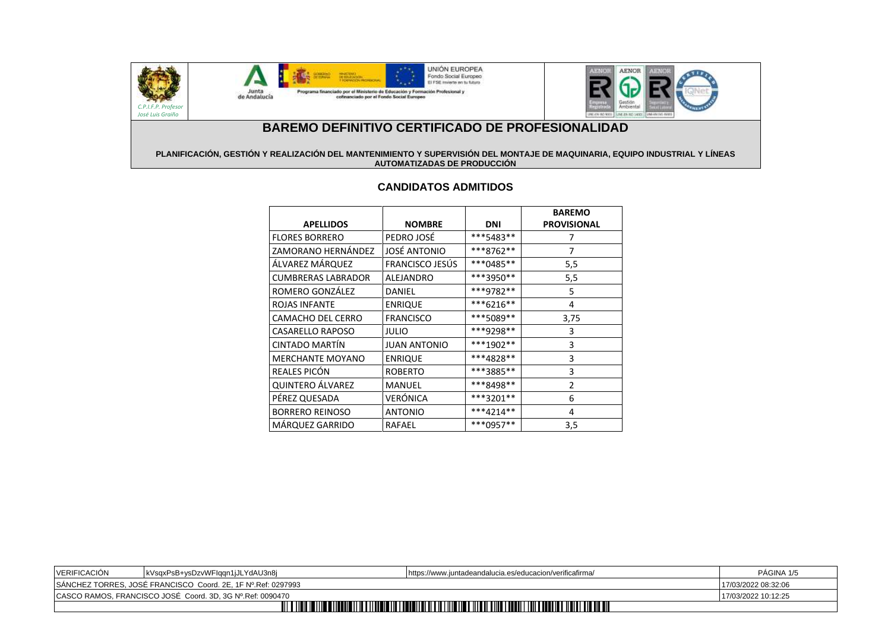# BAREMO DEFINITIVO CERTIFICADO DE PROFESIONALIDAD

**PLANIFICACIÓN, GESTIÓN Y REALIZACIÓN DEL MANTENIMIENTO Y SUPERVISIÓN DEL MONTAJE DE MAQUINARIA, EQUIPO INDUSTRIAL Y LÍNEAS AUTOMATIZADAS DE PRODUCCIÓN**

## CANDIDATOS ADMITIDOS

| APELLIDOS | NOMBRE | DNI | BAREMO PROVISIONAL |
|---|---|---|---|
| FLORES BORRERO | PEDRO JOSÉ | ***5483** | 7 |
| ZAMORANO HERNÁNDEZ | JOSÉ ANTONIO | ***8762** | 7 |
| ÁLVAREZ MÁRQUEZ | FRANCISCO JESÚS | ***0485** | 5,5 |
| CUMBRERAS LABRADOR | ALEJANDRO | ***3950** | 5,5 |
| ROMERO GONZÁLEZ | DANIEL | ***9782** | 5 |
| ROJAS INFANTE | ENRIQUE | ***6216** | 4 |
| CAMACHO DEL CERRO | FRANCISCO | ***5089** | 3,75 |
| CASARELLO RAPOSO | JULIO | ***9298** | 3 |
| CINTADO MARTÍN | JUAN ANTONIO | ***1902** | 3 |
| MERCHANTE MOYANO | ENRIQUE | ***4828** | 3 |
| REALES PICÓN | ROBERTO | ***3885** | 3 |
| QUINTERO ÁLVAREZ | MANUEL | ***8498** | 2 |
| PÉREZ QUESADA | VERÓNICA | ***3201** | 6 |
| BORRERO REINOSO | ANTONIO | ***4214** | 4 |
| MÁRQUEZ GARRIDO | RAFAEL | ***0957** | 3,5 |

| VERIFICACIÓN | kVsqxPsB+ysDzvWFlqqn1jJLYdAU3n8j | https://www.juntadeandalucia.es/educacion/verificafirma/ | PÁGINA 1/5 |
|---|---|---|---|
| SÁNCHEZ TORRES, JOSÉ FRANCISCO Coord. 2E, 1F Nº.Ref: 0297993 | | | 17/03/2022 08:32:06 |
| CASCO RAMOS, FRANCISCO JOSÉ Coord. 3D, 3G Nº.Ref: 0090470 | | | 17/03/2022 10:12:25 |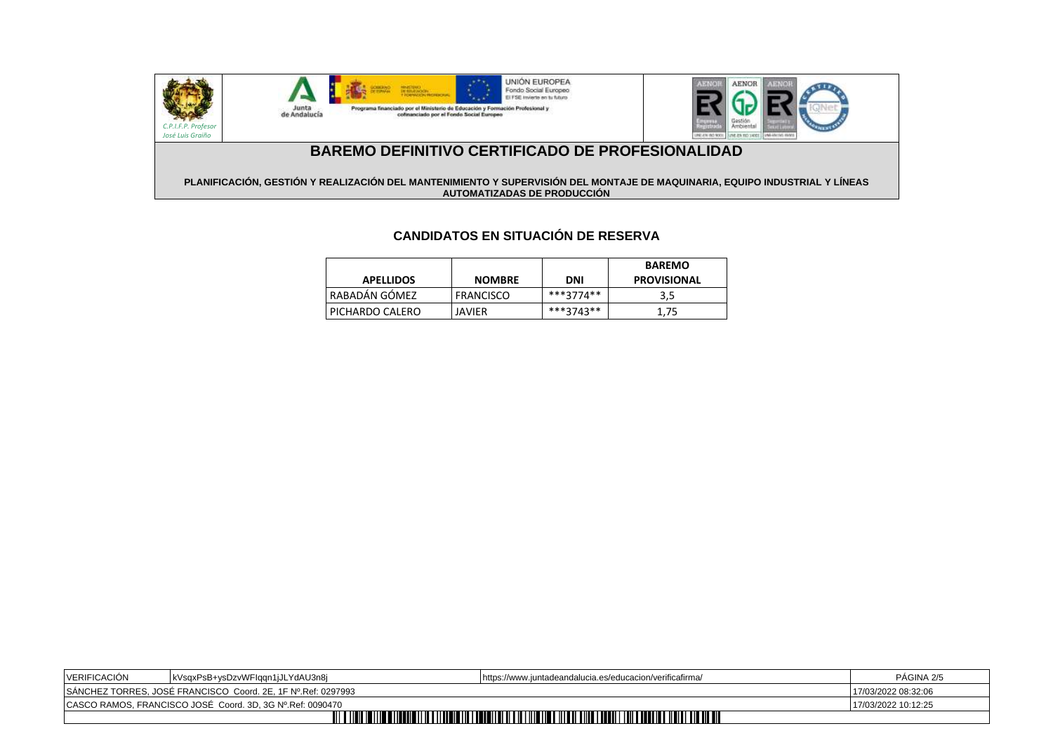# BAREMO DEFINITIVO CERTIFICADO DE PROFESIONALIDAD

**PLANIFICACIÓN, GESTIÓN Y REALIZACIÓN DEL MANTENIMIENTO Y SUPERVISIÓN DEL MONTAJE DE MAQUINARIA, EQUIPO INDUSTRIAL Y LÍNEAS AUTOMATIZADAS DE PRODUCCIÓN**

## CANDIDATOS EN SITUACIÓN DE RESERVA

| APELLIDOS | NOMBRE | DNI | BAREMO PROVISIONAL |
|---|---|---|---|
| RABADÁN GÓMEZ | FRANCISCO | ***3774** | 3,5 |
| PICHARDO CALERO | JAVIER | ***3743** | 1,75 |

| VERIFICACIÓN | kVsqxPsB+ysDzvWFIqqn1jJLYdAU3n8j | https://www.juntadeandalucia.es/educacion/verificafirma/ | |
|---|---|---|---|
| SÁNCHEZ TORRES, JOSÉ FRANCISCO Coord. 2E, 1F Nº.Ref: 0297993 | | | 17/03/2022 08:32:06 |
| CASCO RAMOS, FRANCISCO JOSÉ Coord. 3D, 3G Nº.Ref: 0090470 | | | 17/03/2022 10:12:25 |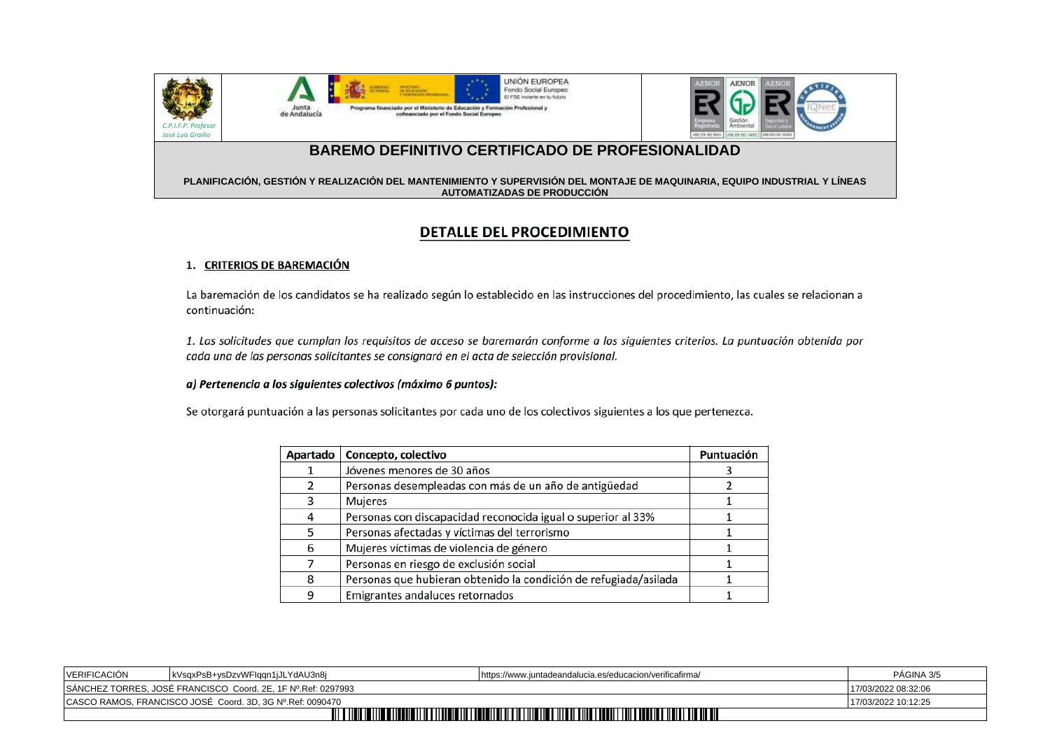# BAREMO DEFINITIVO CERTIFICADO DE PROFESIONALIDAD

**PLANIFICACIÓN, GESTIÓN Y REALIZACIÓN DEL MANTENIMIENTO Y SUPERVISIÓN DEL MONTAJE DE MAQUINARIA, EQUIPO INDUSTRIAL Y LÍNEAS AUTOMATIZADAS DE PRODUCCIÓN**

## DETALLE DEL PROCEDIMIENTO

### 1. CRITERIOS DE BAREMACIÓN

La baremación de los candidatos se ha realizado según lo establecido en las instrucciones del procedimiento, las cuales se relacionan a continuación:

*1. Las solicitudes que cumplan los requisitos de acceso se baremarán conforme a los siguientes criterios. La puntuación obtenida por cada una de las personas solicitantes se consignará en el acta de selección provisional.*

***a) Pertenencia a los siguientes colectivos (máximo 6 puntos):***

Se otorgará puntuación a las personas solicitantes por cada uno de los colectivos siguientes a los que pertenezca.

| Apartado | Concepto, colectivo | Puntuación |
|---|---|---|
| 1 | Jóvenes menores de 30 años | 3 |
| 2 | Personas desempleadas con más de un año de antigüedad | 2 |
| 3 | Mujeres | 1 |
| 4 | Personas con discapacidad reconocida igual o superior al 33% | 1 |
| 5 | Personas afectadas y víctimas del terrorismo | 1 |
| 6 | Mujeres víctimas de violencia de género | 1 |
| 7 | Personas en riesgo de exclusión social | 1 |
| 8 | Personas que hubieran obtenido la condición de refugiada/asilada | 1 |
| 9 | Emigrantes andaluces retornados | 1 |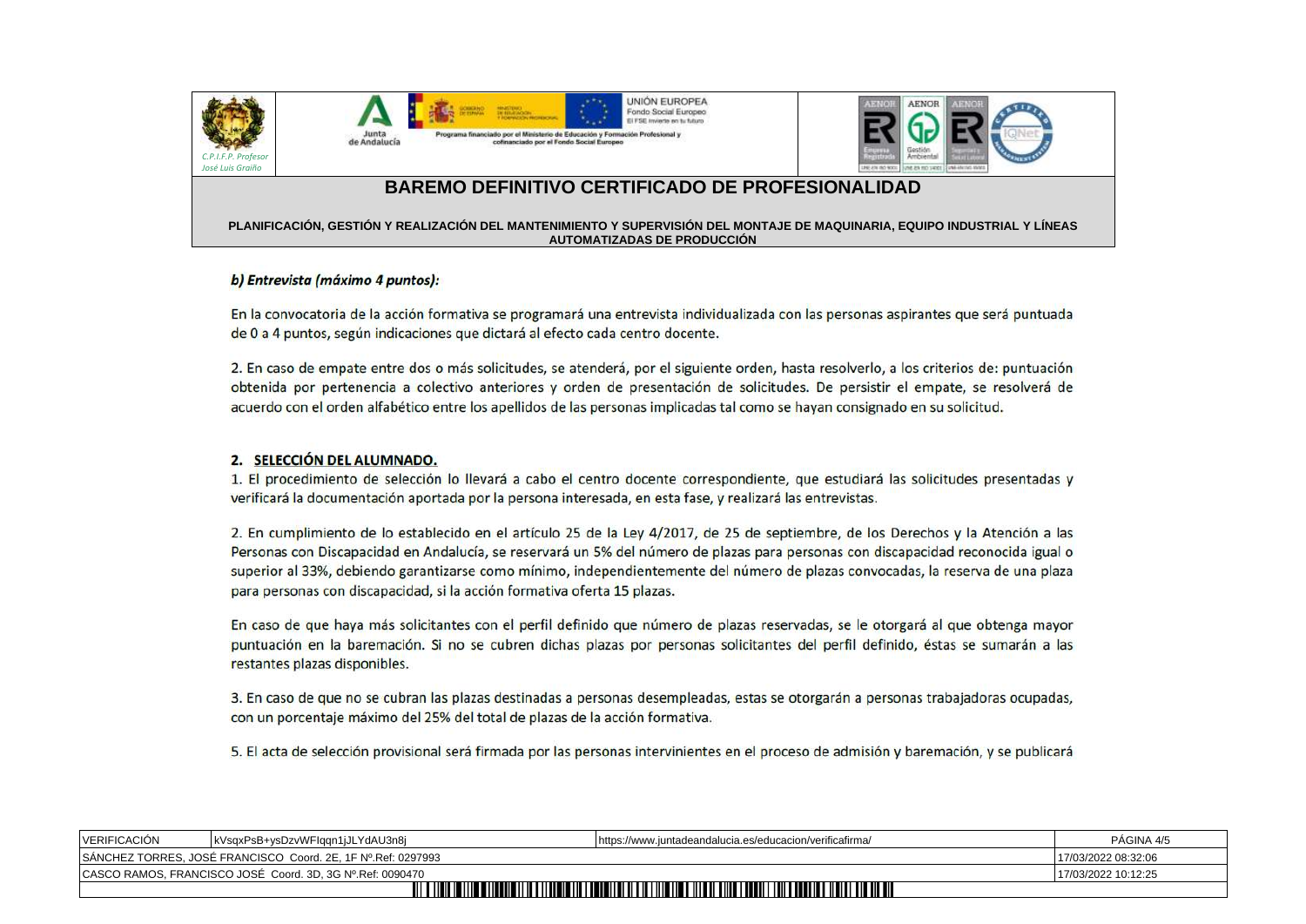# BAREMO DEFINITIVO CERTIFICADO DE PROFESIONALIDAD

**PLANIFICACIÓN, GESTIÓN Y REALIZACIÓN DEL MANTENIMIENTO Y SUPERVISIÓN DEL MONTAJE DE MAQUINARIA, EQUIPO INDUSTRIAL Y LÍNEAS AUTOMATIZADAS DE PRODUCCIÓN**

***b) Entrevista (máximo 4 puntos):***

En la convocatoria de la acción formativa se programará una entrevista individualizada con las personas aspirantes que será puntuada de 0 a 4 puntos, según indicaciones que dictará al efecto cada centro docente.

2. En caso de empate entre dos o más solicitudes, se atenderá, por el siguiente orden, hasta resolverlo, a los criterios de: puntuación obtenida por pertenencia a colectivo anteriores y orden de presentación de solicitudes. De persistir el empate, se resolverá de acuerdo con el orden alfabético entre los apellidos de las personas implicadas tal como se hayan consignado en su solicitud.

## 2. SELECCIÓN DEL ALUMNADO.

1. El procedimiento de selección lo llevará a cabo el centro docente correspondiente, que estudiará las solicitudes presentadas y verificará la documentación aportada por la persona interesada, en esta fase, y realizará las entrevistas.

2. En cumplimiento de lo establecido en el artículo 25 de la Ley 4/2017, de 25 de septiembre, de los Derechos y la Atención a las Personas con Discapacidad en Andalucía, se reservará un 5% del número de plazas para personas con discapacidad reconocida igual o superior al 33%, debiendo garantizarse como mínimo, independientemente del número de plazas convocadas, la reserva de una plaza para personas con discapacidad, si la acción formativa oferta 15 plazas.

En caso de que haya más solicitantes con el perfil definido que número de plazas reservadas, se le otorgará al que obtenga mayor puntuación en la baremación. Si no se cubren dichas plazas por personas solicitantes del perfil definido, éstas se sumarán a las restantes plazas disponibles.

3. En caso de que no se cubran las plazas destinadas a personas desempleadas, estas se otorgarán a personas trabajadoras ocupadas, con un porcentaje máximo del 25% del total de plazas de la acción formativa.

5. El acta de selección provisional será firmada por las personas intervinientes en el proceso de admisión y baremación, y se publicará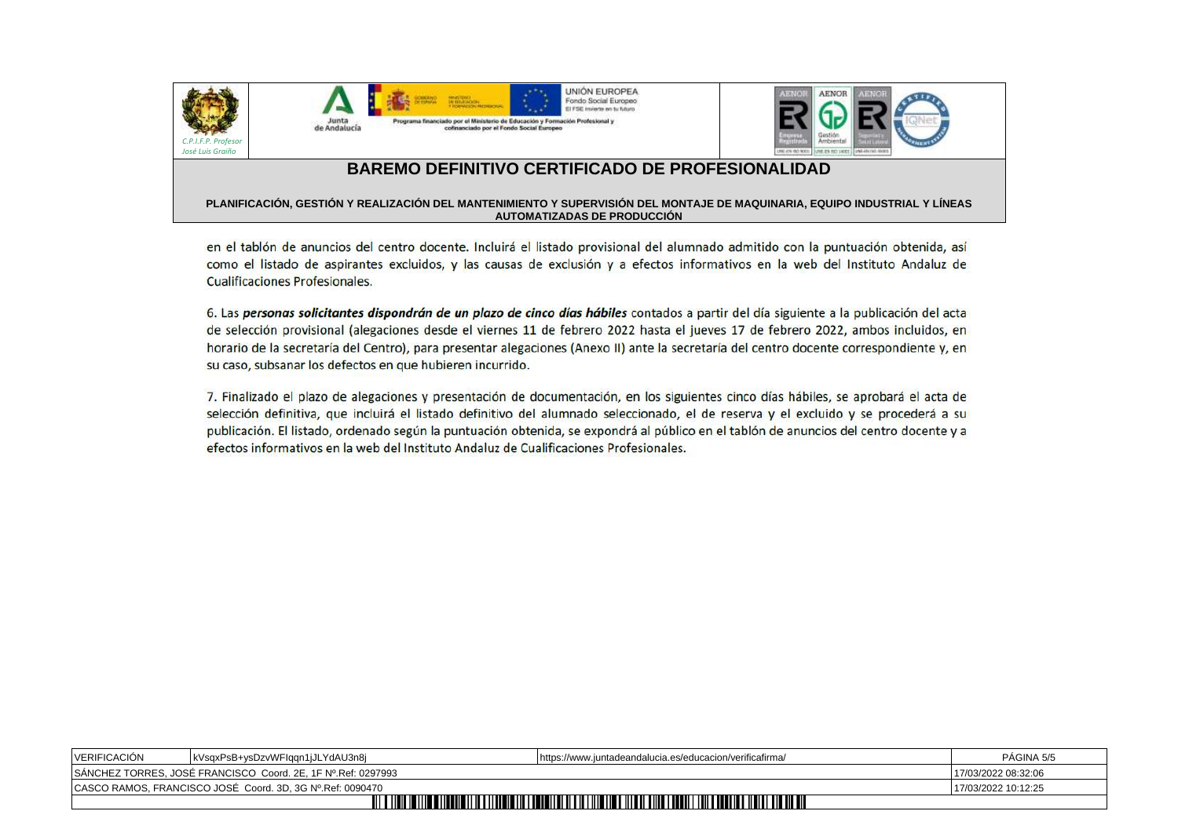en el tablón de anuncios del centro docente. Incluirá el listado provisional del alumnado admitido con la puntuación obtenida, así como el listado de aspirantes excluidos, y las causas de exclusión y a efectos informativos en la web del Instituto Andaluz de Cualificaciones Profesionales.

6. Las ***personas solicitantes dispondrán de un plazo de cinco días hábiles*** contados a partir del día siguiente a la publicación del acta de selección provisional (alegaciones desde el viernes 11 de febrero 2022 hasta el jueves 17 de febrero 2022, ambos incluidos, en horario de la secretaría del Centro), para presentar alegaciones (Anexo II) ante la secretaría del centro docente correspondiente y, en su caso, subsanar los defectos en que hubieren incurrido.

7. Finalizado el plazo de alegaciones y presentación de documentación, en los siguientes cinco días hábiles, se aprobará el acta de selección definitiva, que incluirá el listado definitivo del alumnado seleccionado, el de reserva y el excluido y se procederá a su publicación. El listado, ordenado según la puntuación obtenida, se expondrá al público en el tablón de anuncios del centro docente y a efectos informativos en la web del Instituto Andaluz de Cualificaciones Profesionales.

| | | | |
|---|---|---|---|
| VERIFICACIÓN | kVsqxPsB+ysDzvWFIqqn1jJLYdAU3n8j | https://www.juntadeandalucia.es/educacion/verificafirma/ | PÁGINA 5/5 |
| SÁNCHEZ TORRES, JOSÉ FRANCISCO Coord. 2E, 1F Nº.Ref: 0297993 | | | 17/03/2022 08:32:06 |
| CASCO RAMOS, FRANCISCO JOSÉ Coord. 3D, 3G Nº.Ref: 0090470 | | | 17/03/2022 10:12:25 |